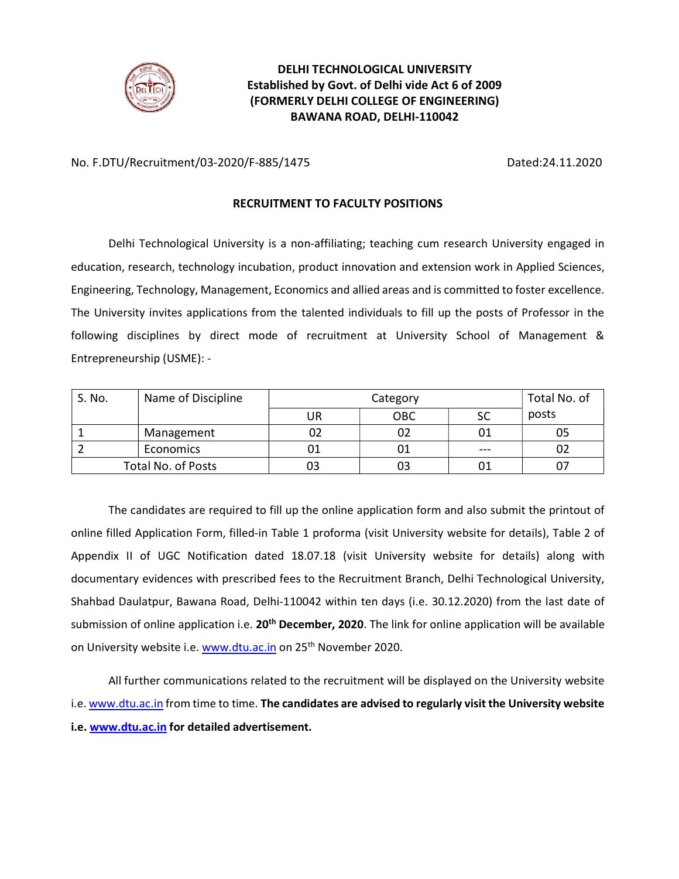**DELHI TECHNOLOGICAL UNIVERSITY**
**Established by Govt. of Delhi vide Act 6 of 2009**
**(FORMERLY DELHI COLLEGE OF ENGINEERING)**
**BAWANA ROAD, DELHI-110042**

No. F.DTU/Recruitment/03-2020/F-885/1475 Dated:24.11.2020

## RECRUITMENT TO FACULTY POSITIONS

Delhi Technological University is a non-affiliating; teaching cum research University engaged in education, research, technology incubation, product innovation and extension work in Applied Sciences, Engineering, Technology, Management, Economics and allied areas and is committed to foster excellence. The University invites applications from the talented individuals to fill up the posts of Professor in the following disciplines by direct mode of recruitment at University School of Management & Entrepreneurship (USME): -

| S. No. | Name of Discipline | Category | | | Total No. of posts |
|---|---|---|---|---|---|
| | | UR | OBC | SC | |
| 1 | Management | 02 | 02 | 01 | 05 |
| 2 | Economics | 01 | 01 | --- | 02 |
| Total No. of Posts | | 03 | 03 | 01 | 07 |

The candidates are required to fill up the online application form and also submit the printout of online filled Application Form, filled-in Table 1 proforma (visit University website for details), Table 2 of Appendix II of UGC Notification dated 18.07.18 (visit University website for details) along with documentary evidences with prescribed fees to the Recruitment Branch, Delhi Technological University, Shahbad Daulatpur, Bawana Road, Delhi-110042 within ten days (i.e. 30.12.2020) from the last date of submission of online application i.e. **20th December, 2020**. The link for online application will be available on University website i.e. www.dtu.ac.in on 25th November 2020.

All further communications related to the recruitment will be displayed on the University website i.e. www.dtu.ac.in from time to time. **The candidates are advised to regularly visit the University website i.e. www.dtu.ac.in for detailed advertisement.**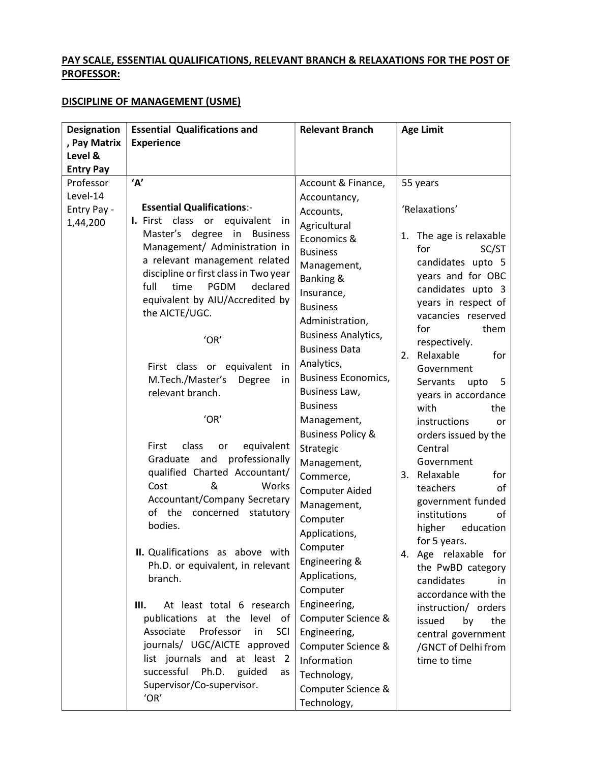**PAY SCALE, ESSENTIAL QUALIFICATIONS, RELEVANT BRANCH & RELAXATIONS FOR THE POST OF PROFESSOR:**

**DISCIPLINE OF MANAGEMENT (USME)**

| **Designation, Pay Matrix Level & Entry Pay** | **Essential Qualifications and Experience** | **Relevant Branch** | **Age Limit** |
|---|---|---|---|
| Professor<br>Level-14<br>Entry Pay - 1,44,200 | **'A'**<br><br>**Essential Qualifications**:-<br>**I.** First class or equivalent in Master's degree in Business Management/ Administration in a relevant management related discipline or first class in Two year full time PGDM declared equivalent by AIU/Accredited by the AICTE/UGC.<br><br>'OR'<br><br>First class or equivalent in M.Tech./Master's Degree in relevant branch.<br><br>'OR'<br><br>First class or equivalent Graduate and professionally qualified Charted Accountant/ Cost & Works Accountant/Company Secretary of the concerned statutory bodies.<br><br>**II.** Qualifications as above with Ph.D. or equivalent, in relevant branch.<br><br>**III.** At least total 6 research publications at the level of Associate Professor in SCI journals/ UGC/AICTE approved list journals and at least 2 successful Ph.D. guided as Supervisor/Co-supervisor.<br>'OR' | Account & Finance, Accountancy, Accounts, Agricultural Economics & Business Management, Banking & Insurance, Business Administration, Business Analytics, Business Data Analytics, Business Economics, Business Law, Business Management, Business Policy & Strategic Management, Commerce, Computer Aided Management, Computer Applications, Computer Engineering & Applications, Computer Engineering, Computer Science & Engineering, Computer Science & Information Technology, Computer Science & Technology, | 55 years<br><br>'Relaxations'<br><br>1. The age is relaxable for SC/ST candidates upto 5 years and for OBC candidates upto 3 years in respect of vacancies reserved for them respectively.<br>2. Relaxable for Government Servants upto 5 years in accordance with the instructions or orders issued by the Central Government<br>3. Relaxable for teachers of government funded institutions of higher education for 5 years.<br>4. Age relaxable for the PwBD category candidates in accordance with the instruction/ orders issued by the central government /GNCT of Delhi from time to time |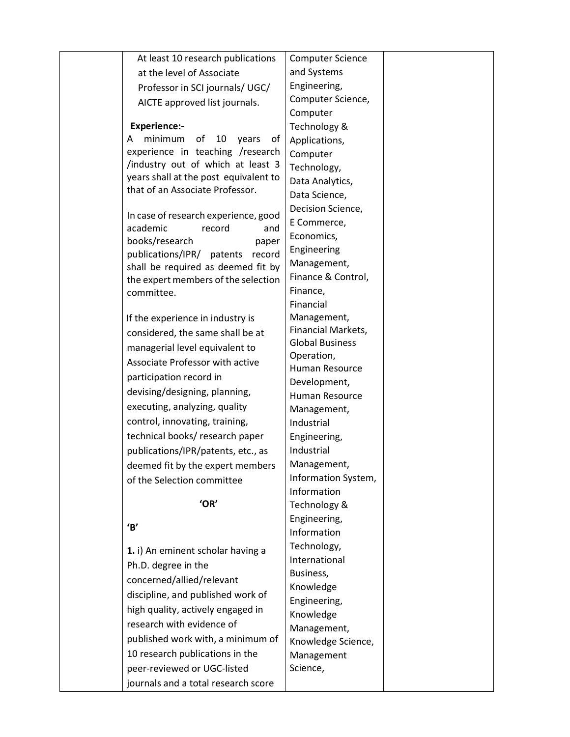| | | | |
|---|---|---|---|
| | At least 10 research publications at the level of Associate Professor in SCI journals/ UGC/ AICTE approved list journals.<br><br>**Experience:-**<br>A minimum of 10 years of experience in teaching /research /industry out of which at least 3 years shall at the post equivalent to that of an Associate Professor.<br><br>In case of research experience, good academic record and books/research paper publications/IPR/ patents record shall be required as deemed fit by the expert members of the selection committee.<br><br>If the experience in industry is considered, the same shall be at managerial level equivalent to Associate Professor with active participation record in devising/designing, planning, executing, analyzing, quality control, innovating, training, technical books/ research paper publications/IPR/patents, etc., as deemed fit by the expert members of the Selection committee<br><br>**'OR'**<br><br>**'B'**<br><br>**1.** i) An eminent scholar having a Ph.D. degree in the concerned/allied/relevant discipline, and published work of high quality, actively engaged in research with evidence of published work with, a minimum of 10 research publications in the peer-reviewed or UGC-listed journals and a total research score | Computer Science and Systems Engineering, Computer Science, Computer Technology & Applications, Computer Technology, Data Analytics, Data Science, Decision Science, E Commerce, Economics, Engineering Management, Finance & Control, Finance, Financial Management, Financial Markets, Global Business Operation, Human Resource Development, Human Resource Management, Industrial Engineering, Industrial Management, Information System, Information Technology & Engineering, Information Technology, International Business, Knowledge Engineering, Knowledge Management, Knowledge Science, Management Science, | |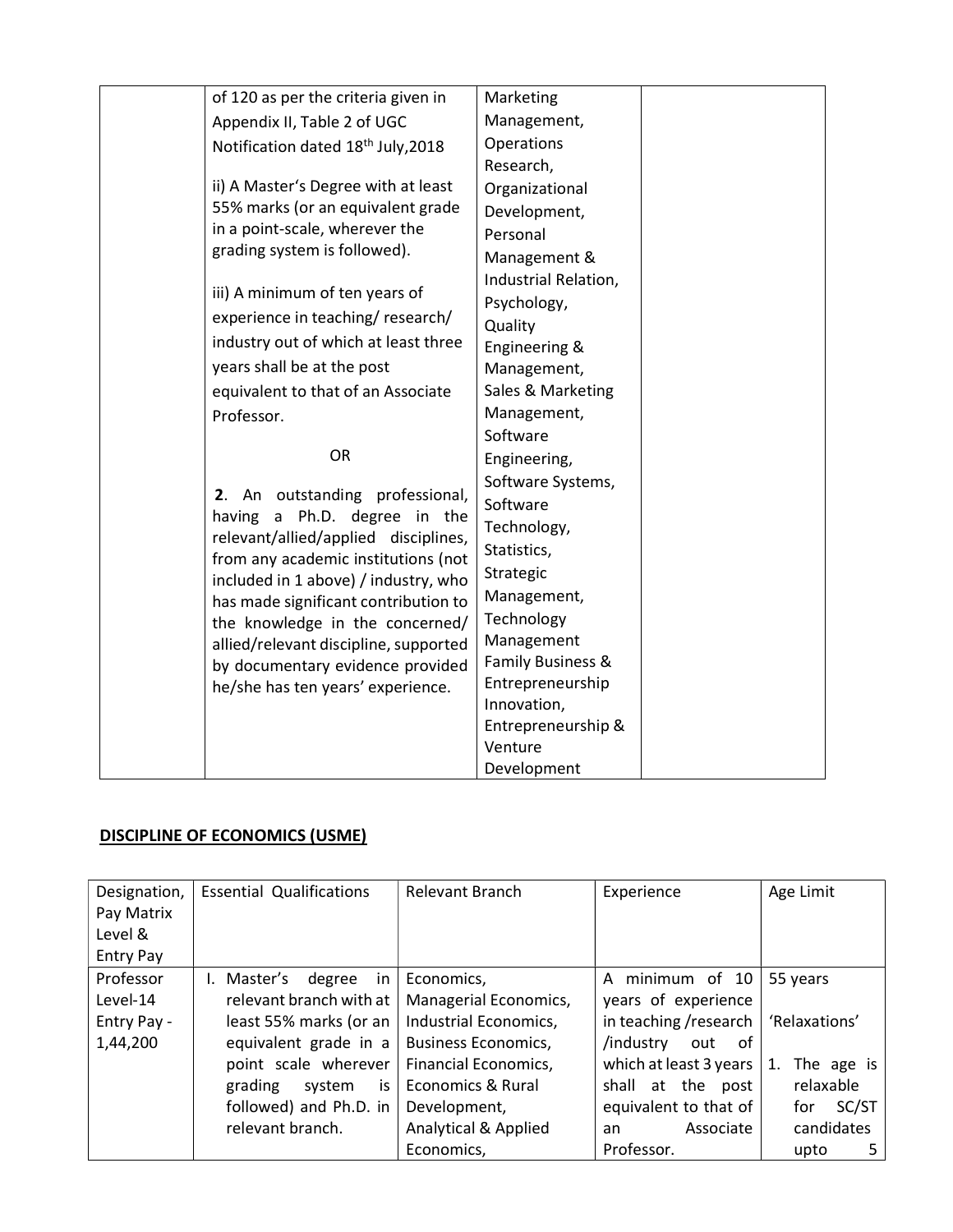| | of 120 as per the criteria given in Appendix II, Table 2 of UGC Notification dated 18th July,2018<br><br>ii) A Master's Degree with at least 55% marks (or an equivalent grade in a point-scale, wherever the grading system is followed).<br><br>iii) A minimum of ten years of experience in teaching/ research/ industry out of which at least three years shall be at the post equivalent to that of an Associate Professor.<br><br>OR<br><br>**2**. An outstanding professional, having a Ph.D. degree in the relevant/allied/applied disciplines, from any academic institutions (not included in 1 above) / industry, who has made significant contribution to the knowledge in the concerned/ allied/relevant discipline, supported by documentary evidence provided he/she has ten years' experience. | Marketing Management, Operations Research, Organizational Development, Personal Management & Industrial Relation, Psychology, Quality Engineering & Management, Sales & Marketing Management, Software Engineering, Software Systems, Software Technology, Statistics, Strategic Management, Technology Management Family Business & Entrepreneurship Innovation, Entrepreneurship & Venture Development | |
|---|---|---|---|

## DISCIPLINE OF ECONOMICS (USME)

| Designation, Pay Matrix Level & Entry Pay | Essential Qualifications | Relevant Branch | Experience | Age Limit |
|---|---|---|---|---|
| Professor Level-14 Entry Pay - 1,44,200 | I. Master's degree in relevant branch with at least 55% marks (or an equivalent grade in a point scale wherever grading system is followed) and Ph.D. in relevant branch. | Economics, Managerial Economics, Industrial Economics, Business Economics, Financial Economics, Economics & Rural Development, Analytical & Applied Economics, | A minimum of 10 years of experience in teaching /research /industry out of which at least 3 years shall at the post equivalent to that of an Associate Professor. | 55 years<br><br>'Relaxations'<br><br>1. The age is relaxable for SC/ST candidates upto 5 |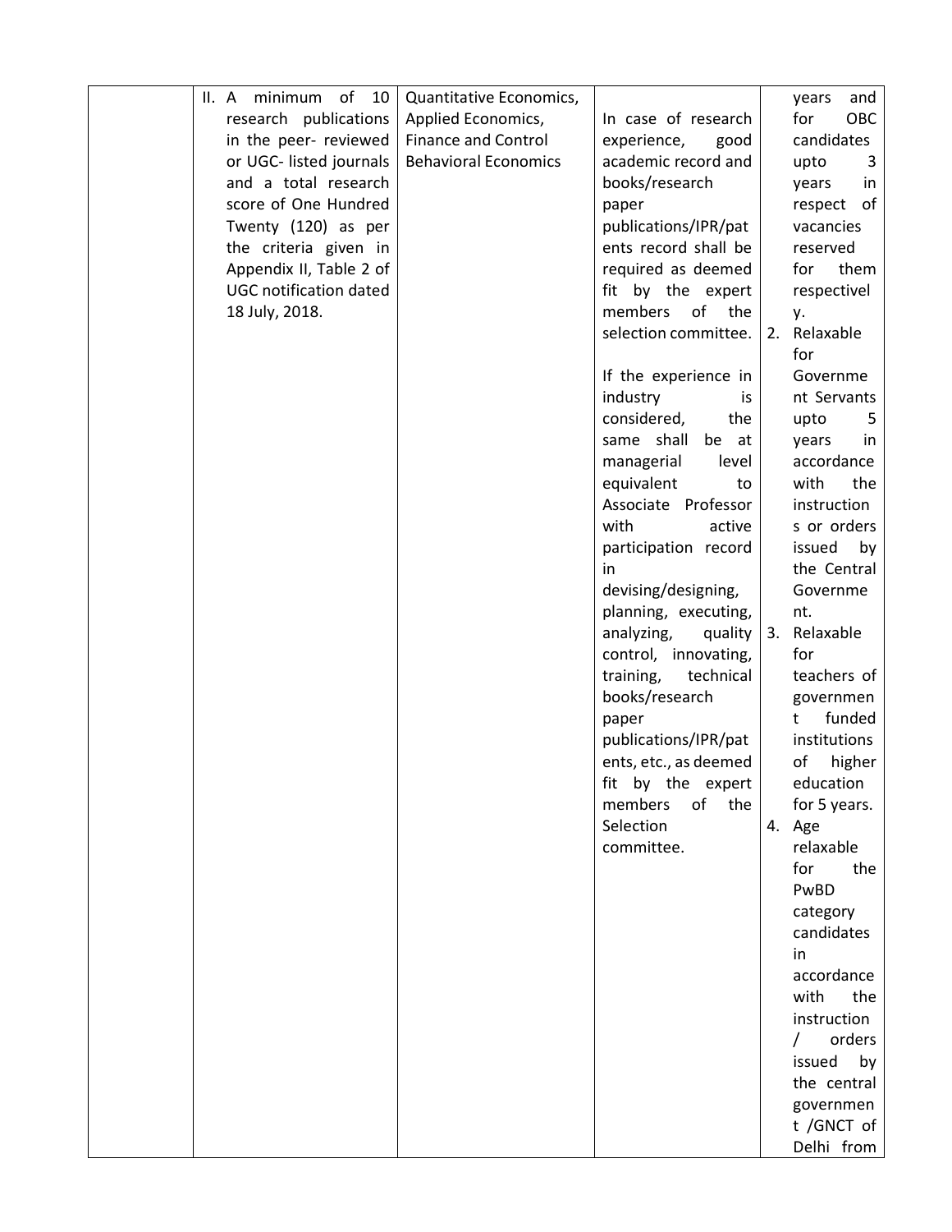| | | | | |
|---|---|---|---|---|
| | II. A minimum of 10 research publications in the peer- reviewed or UGC- listed journals and a total research score of One Hundred Twenty (120) as per the criteria given in Appendix II, Table 2 of UGC notification dated 18 July, 2018. | Quantitative Economics, Applied Economics, Finance and Control Behavioral Economics | In case of research experience, good academic record and books/research paper publications/IPR/patents record shall be required as deemed fit by the expert members of the selection committee.<br><br>If the experience in industry is considered, the same shall be at managerial level equivalent to Associate Professor with active participation record in devising/designing, planning, executing, analyzing, quality control, innovating, training, technical books/research paper publications/IPR/patents, etc., as deemed fit by the expert members of the Selection committee. | years and for OBC candidates upto 3 years in respect of vacancies reserved for them respectively.<br>2. Relaxable for Government Servants upto 5 years in accordance with the instructions or orders issued by the Central Government.<br>3. Relaxable for teachers of government funded institutions of higher education for 5 years.<br>4. Age relaxable for the PwBD category candidates in accordance with the instruction / orders issued by the central government /GNCT of Delhi from |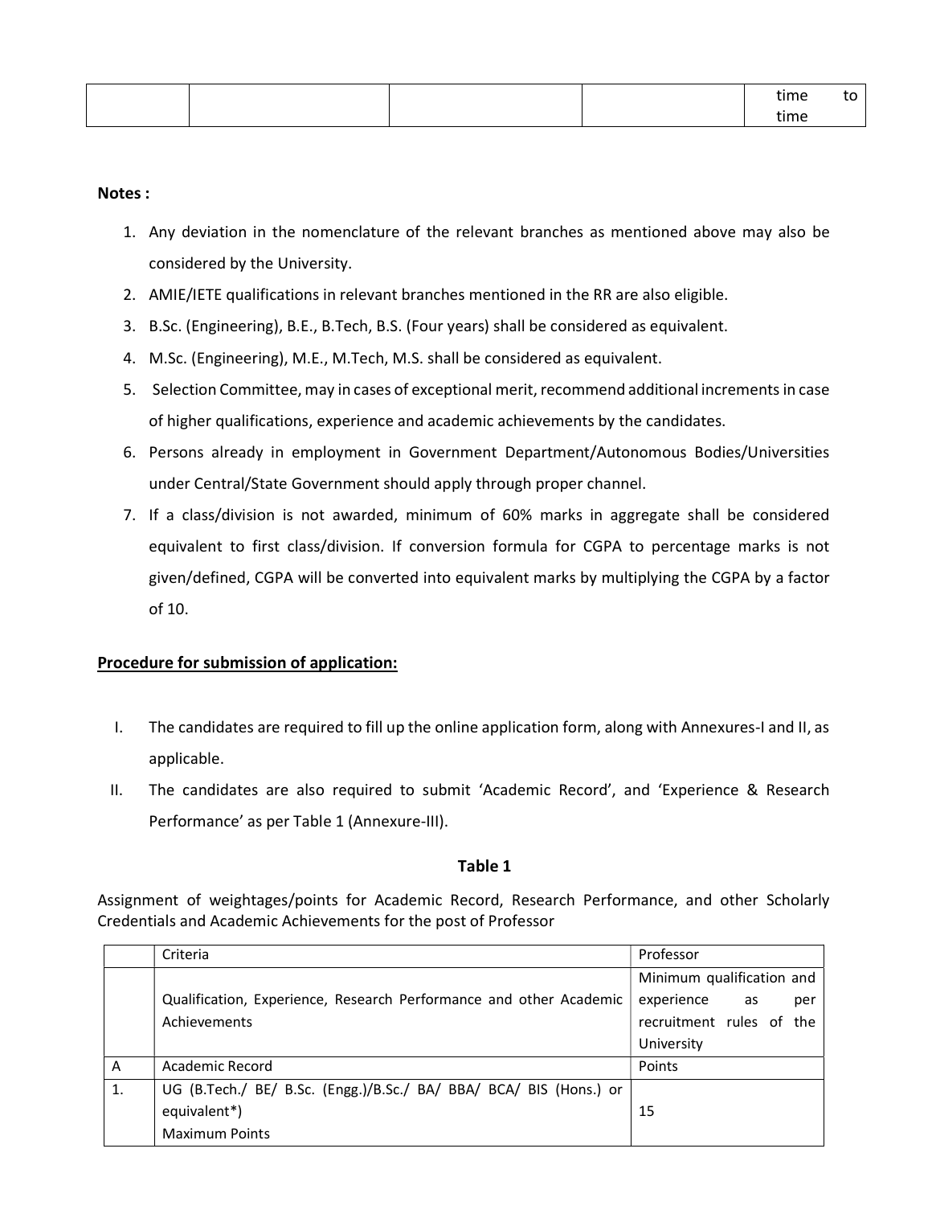| | | | | time to time |
|---|---|---|---|---|

**Notes :**

1. Any deviation in the nomenclature of the relevant branches as mentioned above may also be considered by the University.
2. AMIE/IETE qualifications in relevant branches mentioned in the RR are also eligible.
3. B.Sc. (Engineering), B.E., B.Tech, B.S. (Four years) shall be considered as equivalent.
4. M.Sc. (Engineering), M.E., M.Tech, M.S. shall be considered as equivalent.
5. Selection Committee, may in cases of exceptional merit, recommend additional increments in case of higher qualifications, experience and academic achievements by the candidates.
6. Persons already in employment in Government Department/Autonomous Bodies/Universities under Central/State Government should apply through proper channel.
7. If a class/division is not awarded, minimum of 60% marks in aggregate shall be considered equivalent to first class/division. If conversion formula for CGPA to percentage marks is not given/defined, CGPA will be converted into equivalent marks by multiplying the CGPA by a factor of 10.

**Procedure for submission of application:**

I. The candidates are required to fill up the online application form, along with Annexures-I and II, as applicable.

II. The candidates are also required to submit 'Academic Record', and 'Experience & Research Performance' as per Table 1 (Annexure-III).

**Table 1**

Assignment of weightages/points for Academic Record, Research Performance, and other Scholarly Credentials and Academic Achievements for the post of Professor

| | Criteria | Professor |
|---|---|---|
| | Qualification, Experience, Research Performance and other Academic Achievements | Minimum qualification and experience as per recruitment rules of the University |
| A | Academic Record | Points |
| 1. | UG (B.Tech./ BE/ B.Sc. (Engg.)/B.Sc./ BA/ BBA/ BCA/ BIS (Hons.) or equivalent*)<br>Maximum Points | 15 |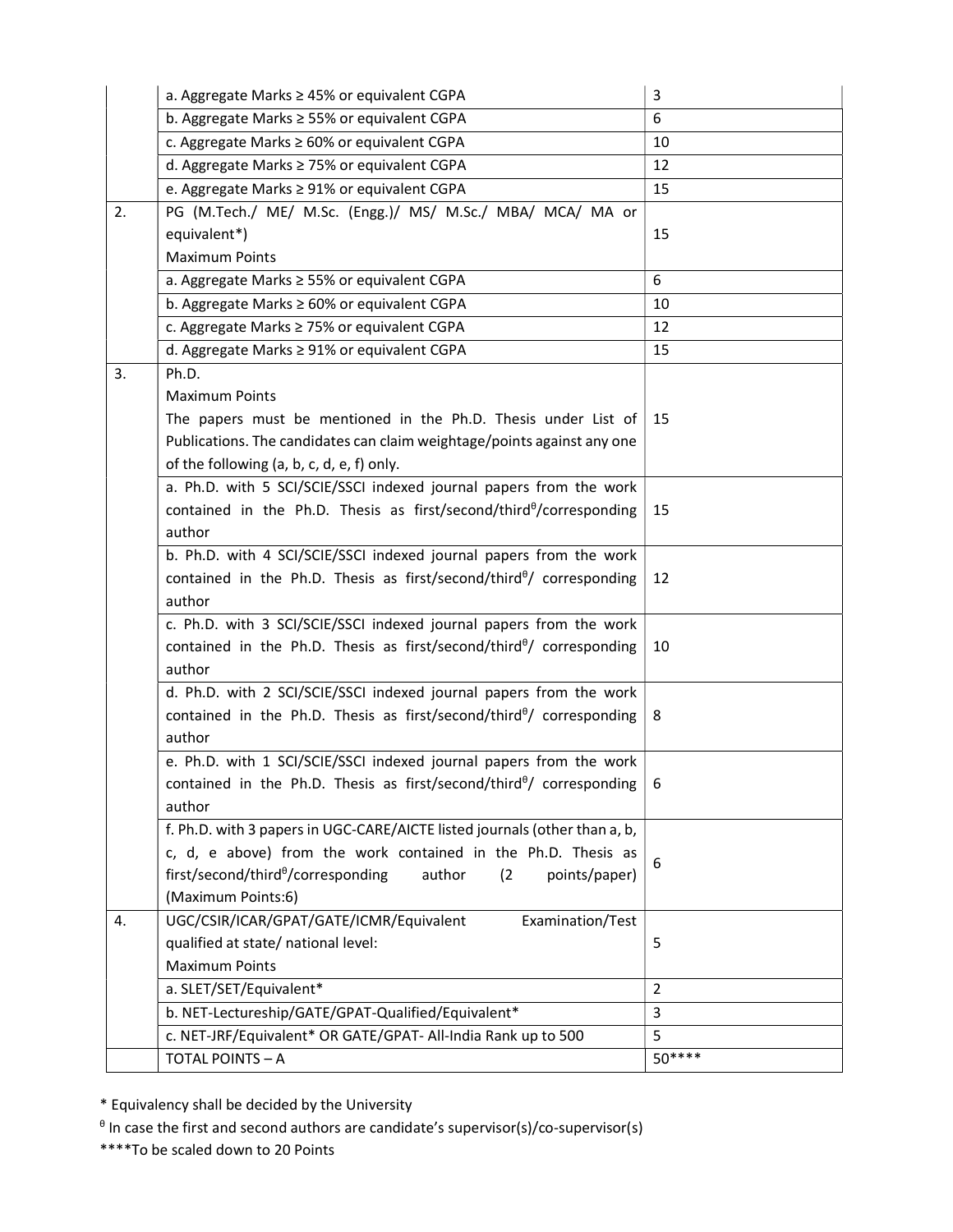| | | |
|---|---|---|
| | a. Aggregate Marks ≥ 45% or equivalent CGPA | 3 |
| | b. Aggregate Marks ≥ 55% or equivalent CGPA | 6 |
| | c. Aggregate Marks ≥ 60% or equivalent CGPA | 10 |
| | d. Aggregate Marks ≥ 75% or equivalent CGPA | 12 |
| | e. Aggregate Marks ≥ 91% or equivalent CGPA | 15 |
| 2. | PG (M.Tech./ ME/ M.Sc. (Engg.)/ MS/ M.Sc./ MBA/ MCA/ MA or equivalent*)<br>Maximum Points | 15 |
| | a. Aggregate Marks ≥ 55% or equivalent CGPA | 6 |
| | b. Aggregate Marks ≥ 60% or equivalent CGPA | 10 |
| | c. Aggregate Marks ≥ 75% or equivalent CGPA | 12 |
| | d. Aggregate Marks ≥ 91% or equivalent CGPA | 15 |
| 3. | Ph.D.<br>Maximum Points<br>The papers must be mentioned in the Ph.D. Thesis under List of Publications. The candidates can claim weightage/points against any one of the following (a, b, c, d, e, f) only. | 15 |
| | a. Ph.D. with 5 SCI/SCIE/SSCI indexed journal papers from the work contained in the Ph.D. Thesis as first/second/third$^{\theta}$/corresponding author | 15 |
| | b. Ph.D. with 4 SCI/SCIE/SSCI indexed journal papers from the work contained in the Ph.D. Thesis as first/second/third$^{\theta}$/ corresponding author | 12 |
| | c. Ph.D. with 3 SCI/SCIE/SSCI indexed journal papers from the work contained in the Ph.D. Thesis as first/second/third$^{\theta}$/ corresponding author | 10 |
| | d. Ph.D. with 2 SCI/SCIE/SSCI indexed journal papers from the work contained in the Ph.D. Thesis as first/second/third$^{\theta}$/ corresponding author | 8 |
| | e. Ph.D. with 1 SCI/SCIE/SSCI indexed journal papers from the work contained in the Ph.D. Thesis as first/second/third$^{\theta}$/ corresponding author | 6 |
| | f. Ph.D. with 3 papers in UGC-CARE/AICTE listed journals (other than a, b, c, d, e above) from the work contained in the Ph.D. Thesis as first/second/third$^{\theta}$/corresponding author (2 points/paper) (Maximum Points:6) | 6 |
| 4. | UGC/CSIR/ICAR/GPAT/GATE/ICMR/Equivalent Examination/Test qualified at state/ national level:<br>Maximum Points | 5 |
| | a. SLET/SET/Equivalent* | 2 |
| | b. NET-Lectureship/GATE/GPAT-Qualified/Equivalent* | 3 |
| | c. NET-JRF/Equivalent* OR GATE/GPAT- All-India Rank up to 500 | 5 |
| | TOTAL POINTS – A | 50**** |

* Equivalency shall be decided by the University

$^{\theta}$ In case the first and second authors are candidate's supervisor(s)/co-supervisor(s)

****To be scaled down to 20 Points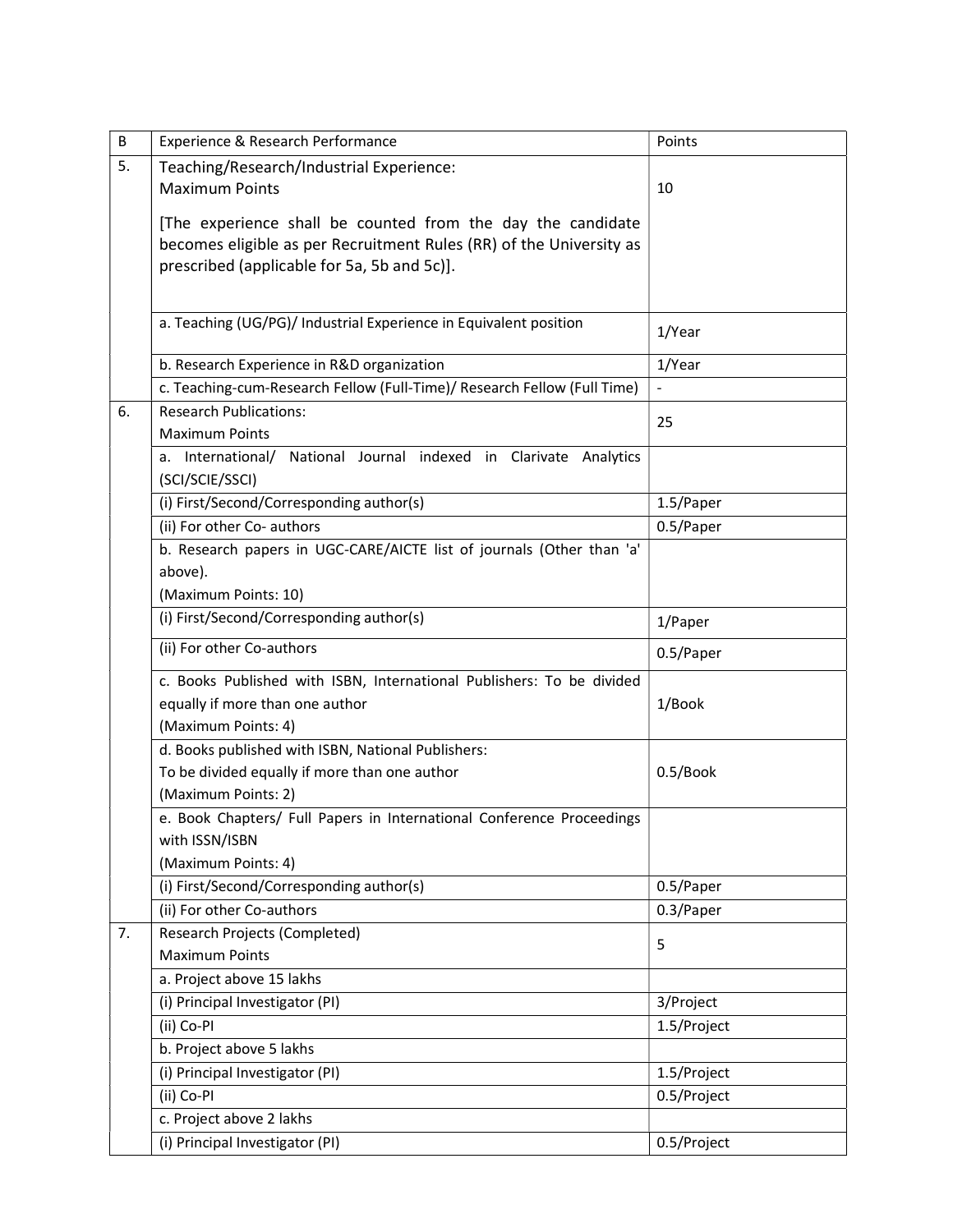| B | Experience & Research Performance | Points |
|---|---|---|
| 5. | Teaching/Research/Industrial Experience:<br>Maximum Points<br><br>[The experience shall be counted from the day the candidate becomes eligible as per Recruitment Rules (RR) of the University as prescribed (applicable for 5a, 5b and 5c)]. | 10 |
| | a. Teaching (UG/PG)/ Industrial Experience in Equivalent position | 1/Year |
| | b. Research Experience in R&D organization | 1/Year |
| | c. Teaching-cum-Research Fellow (Full-Time)/ Research Fellow (Full Time) | - |
| 6. | Research Publications:<br>Maximum Points | 25 |
| | a. International/ National Journal indexed in Clarivate Analytics (SCI/SCIE/SSCI) | |
| | (i) First/Second/Corresponding author(s) | 1.5/Paper |
| | (ii) For other Co- authors | 0.5/Paper |
| | b. Research papers in UGC-CARE/AICTE list of journals (Other than 'a' above).<br>(Maximum Points: 10) | |
| | (i) First/Second/Corresponding author(s) | 1/Paper |
| | (ii) For other Co-authors | 0.5/Paper |
| | c. Books Published with ISBN, International Publishers: To be divided equally if more than one author<br>(Maximum Points: 4) | 1/Book |
| | d. Books published with ISBN, National Publishers:<br>To be divided equally if more than one author<br>(Maximum Points: 2) | 0.5/Book |
| | e. Book Chapters/ Full Papers in International Conference Proceedings with ISSN/ISBN<br>(Maximum Points: 4) | |
| | (i) First/Second/Corresponding author(s) | 0.5/Paper |
| | (ii) For other Co-authors | 0.3/Paper |
| 7. | Research Projects (Completed)<br>Maximum Points | 5 |
| | a. Project above 15 lakhs | |
| | (i) Principal Investigator (PI) | 3/Project |
| | (ii) Co-PI | 1.5/Project |
| | b. Project above 5 lakhs | |
| | (i) Principal Investigator (PI) | 1.5/Project |
| | (ii) Co-PI | 0.5/Project |
| | c. Project above 2 lakhs | |
| | (i) Principal Investigator (PI) | 0.5/Project |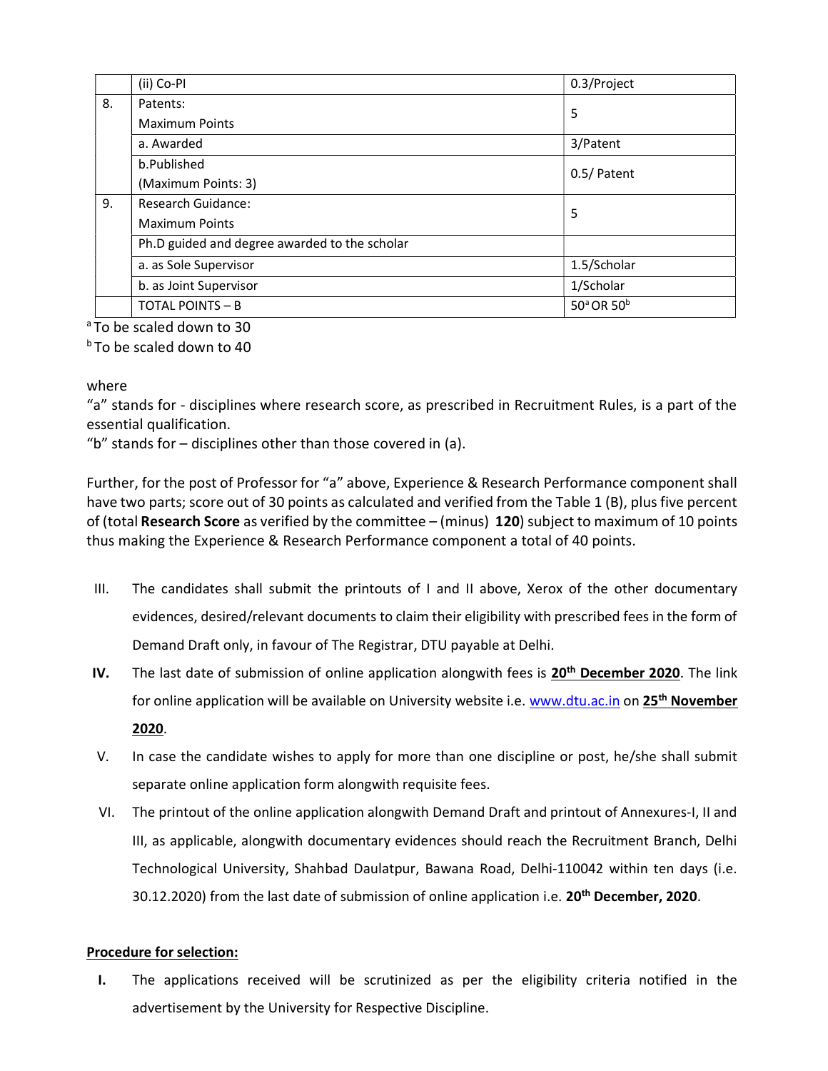|  | (ii) Co-PI | 0.3/Project |
|---|---|---|
| 8. | Patents:<br>Maximum Points | 5 |
|  | a. Awarded | 3/Patent |
|  | b.Published<br>(Maximum Points: 3) | 0.5/ Patent |
| 9. | Research Guidance:<br>Maximum Points | 5 |
|  | Ph.D guided and degree awarded to the scholar |  |
|  | a. as Sole Supervisor | 1.5/Scholar |
|  | b. as Joint Supervisor | 1/Scholar |
|  | TOTAL POINTS – B | 50[a] OR 50[b] |

[a] To be scaled down to 30

[b] To be scaled down to 40

where

"a" stands for - disciplines where research score, as prescribed in Recruitment Rules, is a part of the essential qualification.

"b" stands for – disciplines other than those covered in (a).

Further, for the post of Professor for "a" above, Experience & Research Performance component shall have two parts; score out of 30 points as calculated and verified from the Table 1 (B), plus five percent of (total **Research Score** as verified by the committee – (minus) **120**) subject to maximum of 10 points thus making the Experience & Research Performance component a total of 40 points.

III. The candidates shall submit the printouts of I and II above, Xerox of the other documentary evidences, desired/relevant documents to claim their eligibility with prescribed fees in the form of Demand Draft only, in favour of The Registrar, DTU payable at Delhi.

**IV.** The last date of submission of online application alongwith fees is **<u>20th December 2020</u>**. The link for online application will be available on University website i.e. www.dtu.ac.in on **<u>25th November 2020</u>**.

V. In case the candidate wishes to apply for more than one discipline or post, he/she shall submit separate online application form alongwith requisite fees.

VI. The printout of the online application alongwith Demand Draft and printout of Annexures-I, II and III, as applicable, alongwith documentary evidences should reach the Recruitment Branch, Delhi Technological University, Shahbad Daulatpur, Bawana Road, Delhi-110042 within ten days (i.e. 30.12.2020) from the last date of submission of online application i.e. **20th December, 2020**.

**<u>Procedure for selection:</u>**

**I.** The applications received will be scrutinized as per the eligibility criteria notified in the advertisement by the University for Respective Discipline.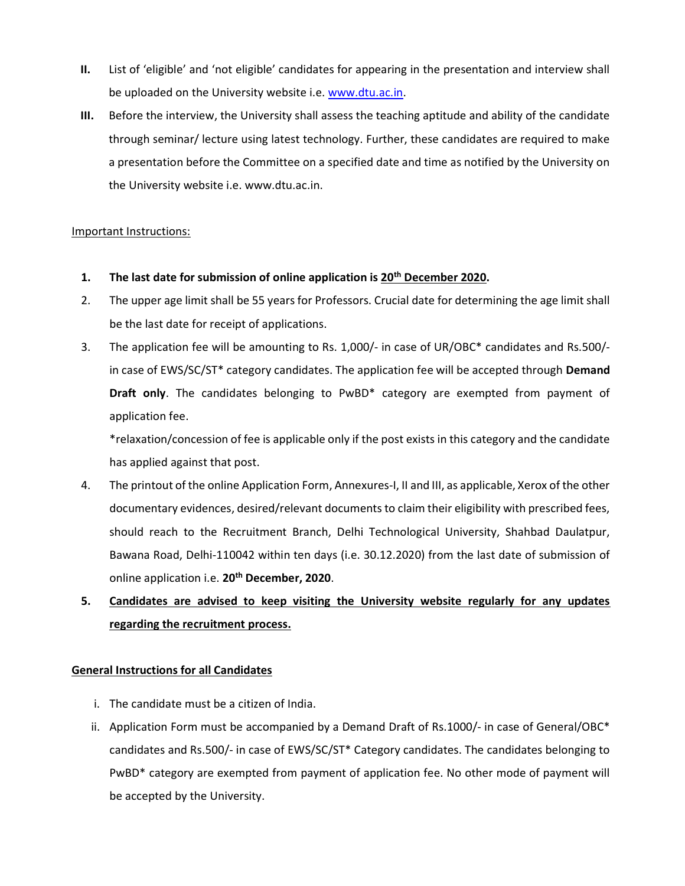II. List of 'eligible' and 'not eligible' candidates for appearing in the presentation and interview shall be uploaded on the University website i.e. www.dtu.ac.in.

III. Before the interview, the University shall assess the teaching aptitude and ability of the candidate through seminar/ lecture using latest technology. Further, these candidates are required to make a presentation before the Committee on a specified date and time as notified by the University on the University website i.e. www.dtu.ac.in.

<u>Important Instructions:</u>

1. **The last date for submission of online application is <u>20th December 2020</u>.**
2. The upper age limit shall be 55 years for Professors. Crucial date for determining the age limit shall be the last date for receipt of applications.
3. The application fee will be amounting to Rs. 1,000/- in case of UR/OBC* candidates and Rs.500/- in case of EWS/SC/ST* category candidates. The application fee will be accepted through **Demand Draft only**. The candidates belonging to PwBD* category are exempted from payment of application fee.

   *relaxation/concession of fee is applicable only if the post exists in this category and the candidate has applied against that post.
4. The printout of the online Application Form, Annexures-I, II and III, as applicable, Xerox of the other documentary evidences, desired/relevant documents to claim their eligibility with prescribed fees, should reach to the Recruitment Branch, Delhi Technological University, Shahbad Daulatpur, Bawana Road, Delhi-110042 within ten days (i.e. 30.12.2020) from the last date of submission of online application i.e. **20th December, 2020**.
5. **<u>Candidates are advised to keep visiting the University website regularly for any updates regarding the recruitment process.</u>**

**<u>General Instructions for all Candidates</u>**

i. The candidate must be a citizen of India.

ii. Application Form must be accompanied by a Demand Draft of Rs.1000/- in case of General/OBC* candidates and Rs.500/- in case of EWS/SC/ST* Category candidates. The candidates belonging to PwBD* category are exempted from payment of application fee. No other mode of payment will be accepted by the University.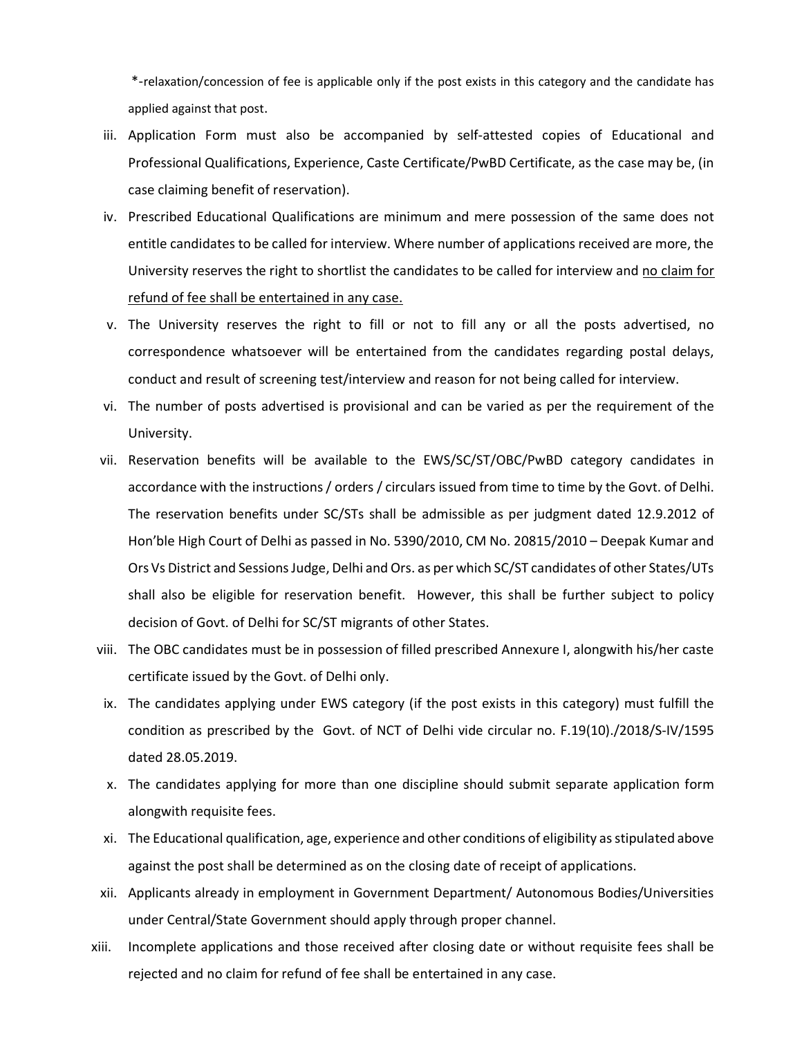*-relaxation/concession of fee is applicable only if the post exists in this category and the candidate has applied against that post.

iii. Application Form must also be accompanied by self-attested copies of Educational and Professional Qualifications, Experience, Caste Certificate/PwBD Certificate, as the case may be, (in case claiming benefit of reservation).

iv. Prescribed Educational Qualifications are minimum and mere possession of the same does not entitle candidates to be called for interview. Where number of applications received are more, the University reserves the right to shortlist the candidates to be called for interview and <u>no claim for refund of fee shall be entertained in any case.</u>

v. The University reserves the right to fill or not to fill any or all the posts advertised, no correspondence whatsoever will be entertained from the candidates regarding postal delays, conduct and result of screening test/interview and reason for not being called for interview.

vi. The number of posts advertised is provisional and can be varied as per the requirement of the University.

vii. Reservation benefits will be available to the EWS/SC/ST/OBC/PwBD category candidates in accordance with the instructions / orders / circulars issued from time to time by the Govt. of Delhi. The reservation benefits under SC/STs shall be admissible as per judgment dated 12.9.2012 of Hon'ble High Court of Delhi as passed in No. 5390/2010, CM No. 20815/2010 – Deepak Kumar and Ors Vs District and Sessions Judge, Delhi and Ors. as per which SC/ST candidates of other States/UTs shall also be eligible for reservation benefit. However, this shall be further subject to policy decision of Govt. of Delhi for SC/ST migrants of other States.

viii. The OBC candidates must be in possession of filled prescribed Annexure I, alongwith his/her caste certificate issued by the Govt. of Delhi only.

ix. The candidates applying under EWS category (if the post exists in this category) must fulfill the condition as prescribed by the Govt. of NCT of Delhi vide circular no. F.19(10)./2018/S-IV/1595 dated 28.05.2019.

x. The candidates applying for more than one discipline should submit separate application form alongwith requisite fees.

xi. The Educational qualification, age, experience and other conditions of eligibility as stipulated above against the post shall be determined as on the closing date of receipt of applications.

xii. Applicants already in employment in Government Department/ Autonomous Bodies/Universities under Central/State Government should apply through proper channel.

xiii. Incomplete applications and those received after closing date or without requisite fees shall be rejected and no claim for refund of fee shall be entertained in any case.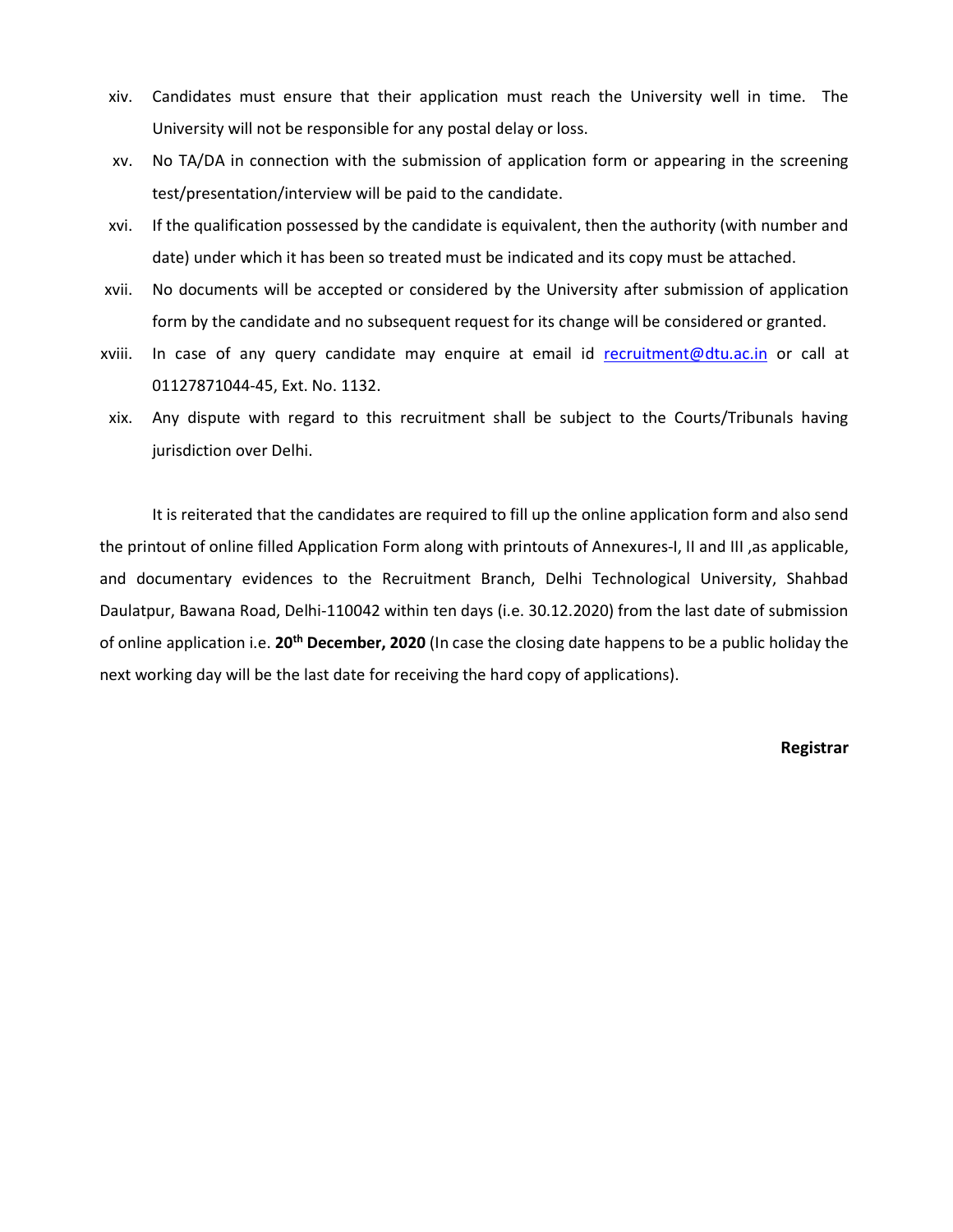xiv. Candidates must ensure that their application must reach the University well in time. The University will not be responsible for any postal delay or loss.

xv. No TA/DA in connection with the submission of application form or appearing in the screening test/presentation/interview will be paid to the candidate.

xvi. If the qualification possessed by the candidate is equivalent, then the authority (with number and date) under which it has been so treated must be indicated and its copy must be attached.

xvii. No documents will be accepted or considered by the University after submission of application form by the candidate and no subsequent request for its change will be considered or granted.

xviii. In case of any query candidate may enquire at email id recruitment@dtu.ac.in or call at 01127871044-45, Ext. No. 1132.

xix. Any dispute with regard to this recruitment shall be subject to the Courts/Tribunals having jurisdiction over Delhi.

It is reiterated that the candidates are required to fill up the online application form and also send the printout of online filled Application Form along with printouts of Annexures-I, II and III ,as applicable, and documentary evidences to the Recruitment Branch, Delhi Technological University, Shahbad Daulatpur, Bawana Road, Delhi-110042 within ten days (i.e. 30.12.2020) from the last date of submission of online application i.e. **20th December, 2020** (In case the closing date happens to be a public holiday the next working day will be the last date for receiving the hard copy of applications).

**Registrar**